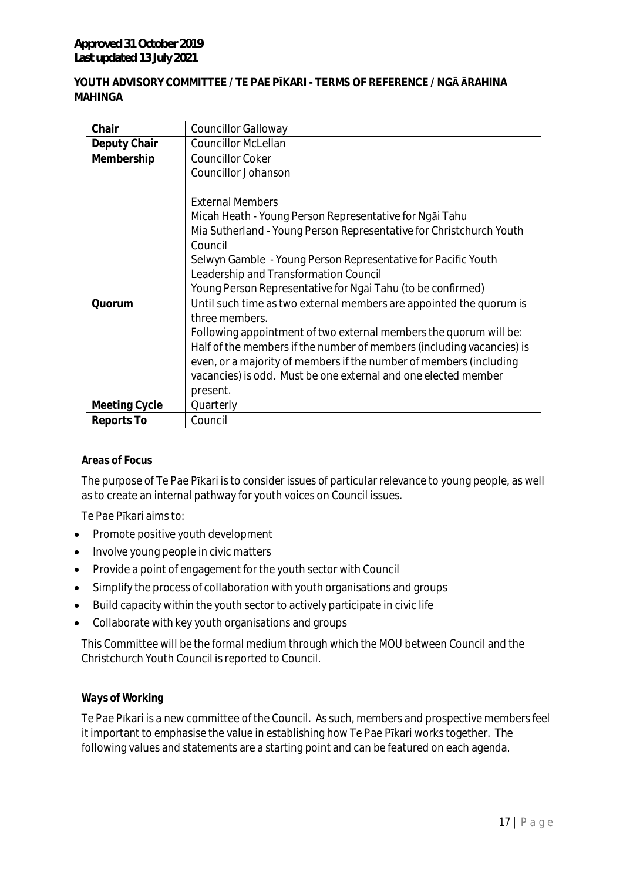**Approved 31 October 2019**
**Last updated 13 July 2021**

**YOUTH ADVISORY COMMITTEE / TE PAE PĪKARI - TERMS OF REFERENCE / NGĀ ĀRAHINA MAHINGA**

| | |
|---|---|
| **Chair** | Councillor Galloway |
| **Deputy Chair** | Councillor McLellan |
| **Membership** | Councillor Coker<br>Councillor Johanson<br><br>External Members<br>Micah Heath - Young Person Representative for Ngāi Tahu<br>Mia Sutherland - Young Person Representative for Christchurch Youth Council<br>Selwyn Gamble - Young Person Representative for Pacific Youth Leadership and Transformation Council<br>Young Person Representative for Ngāi Tahu (to be confirmed) |
| **Quorum** | Until such time as two external members are appointed the quorum is three members.<br>Following appointment of two external members the quorum will be: Half of the members if the number of members (including vacancies) is even, or a majority of members if the number of members (including vacancies) is odd. Must be one external and one elected member present. |
| **Meeting Cycle** | Quarterly |
| **Reports To** | Council |

***Areas of Focus***

The purpose of Te Pae Pīkari is to consider issues of particular relevance to young people, as well as to create an internal pathway for youth voices on Council issues.

Te Pae Pīkari aims to:

- Promote positive youth development
- Involve young people in civic matters
- Provide a point of engagement for the youth sector with Council
- Simplify the process of collaboration with youth organisations and groups
- Build capacity within the youth sector to actively participate in civic life
- Collaborate with key youth organisations and groups

This Committee will be the formal medium through which the MOU between Council and the Christchurch Youth Council is reported to Council.

***Ways of Working***

Te Pae Pīkari is a new committee of the Council. As such, members and prospective members feel it important to emphasise the value in establishing how Te Pae Pīkari works together. The following values and statements are a starting point and can be featured on each agenda.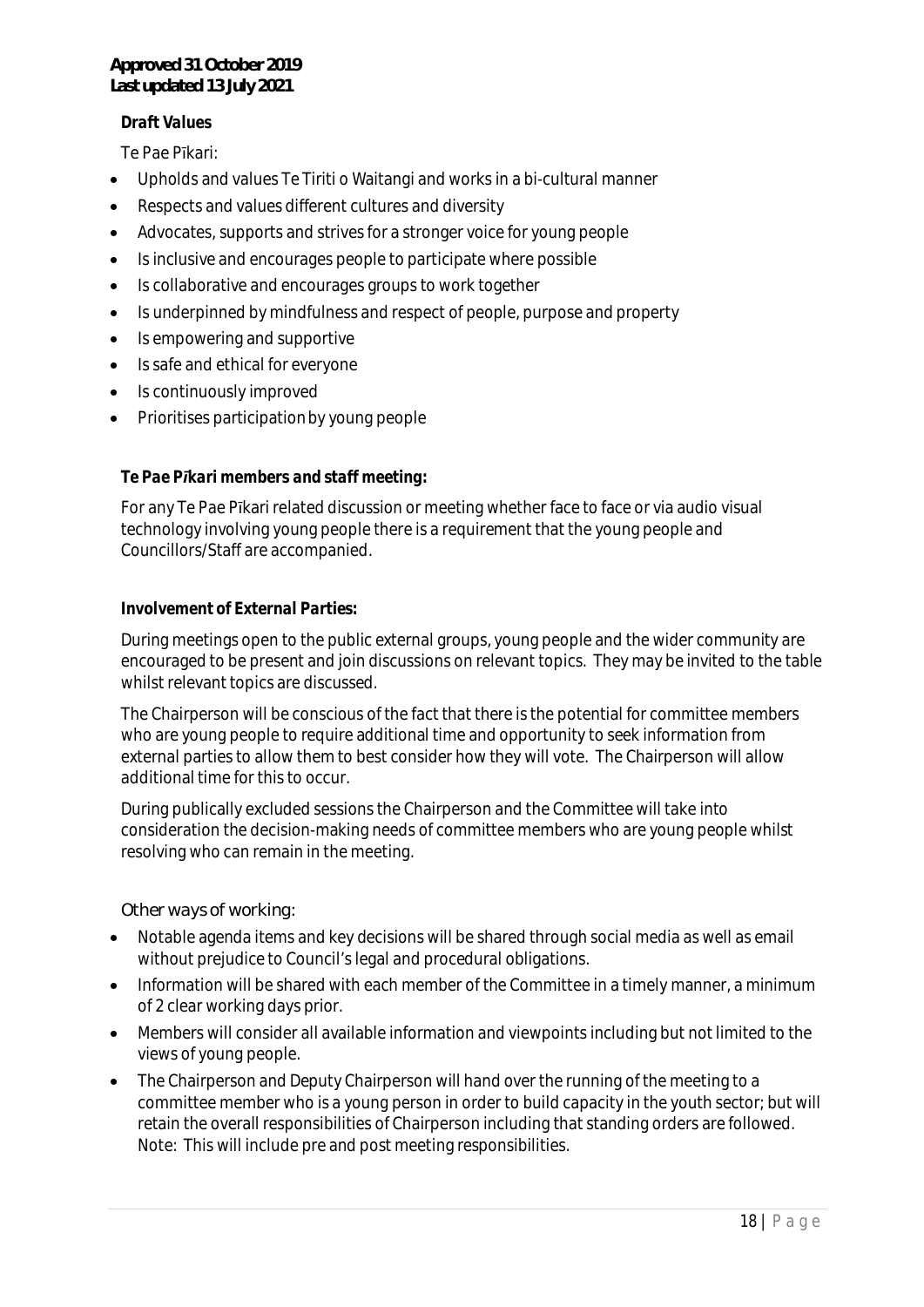**Approved 31 October 2019**
**Last updated 13 July 2021**

***Draft Values***

Te Pae Pīkari:

- Upholds and values Te Tiriti o Waitangi and works in a bi-cultural manner
- Respects and values different cultures and diversity
- Advocates, supports and strives for a stronger voice for young people
- Is inclusive and encourages people to participate where possible
- Is collaborative and encourages groups to work together
- Is underpinned by mindfulness and respect of people, purpose and property
- Is empowering and supportive
- Is safe and ethical for everyone
- Is continuously improved
- Prioritises participation by young people

***Te Pae Pīkari members and staff meeting:***

For any Te Pae Pīkari related discussion or meeting whether face to face or via audio visual technology involving young people there is a requirement that the young people and Councillors/Staff are accompanied.

***Involvement of External Parties:***

During meetings open to the public external groups, young people and the wider community are encouraged to be present and join discussions on relevant topics. They may be invited to the table whilst relevant topics are discussed.

The Chairperson will be conscious of the fact that there is the potential for committee members who are young people to require additional time and opportunity to seek information from external parties to allow them to best consider how they will vote. The Chairperson will allow additional time for this to occur.

During publically excluded sessions the Chairperson and the Committee will take into consideration the decision-making needs of committee members who are young people whilst resolving who can remain in the meeting.

*Other ways of working:*

- Notable agenda items and key decisions will be shared through social media as well as email without prejudice to Council's legal and procedural obligations.
- Information will be shared with each member of the Committee in a timely manner, a minimum of 2 clear working days prior.
- Members will consider all available information and viewpoints including but not limited to the views of young people.
- The Chairperson and Deputy Chairperson will hand over the running of the meeting to a committee member who is a young person in order to build capacity in the youth sector; but will retain the overall responsibilities of Chairperson including that standing orders are followed. Note: This will include pre and post meeting responsibilities.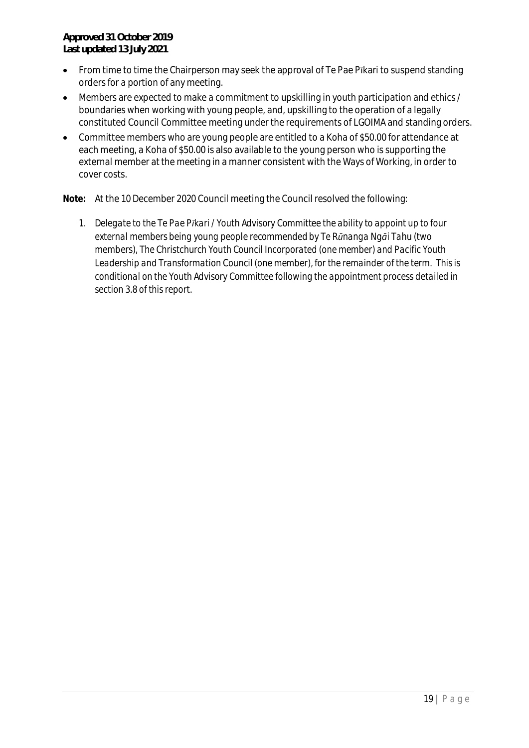**Approved 31 October 2019**
**Last updated 13 July 2021**

- From time to time the Chairperson may seek the approval of Te Pae Pīkari to suspend standing orders for a portion of any meeting.
- Members are expected to make a commitment to upskilling in youth participation and ethics / boundaries when working with young people, and, upskilling to the operation of a legally constituted Council Committee meeting under the requirements of LGOIMA and standing orders.
- Committee members who are young people are entitled to a Koha of $50.00 for attendance at each meeting, a Koha of $50.00 is also available to the young person who is supporting the external member at the meeting in a manner consistent with the Ways of Working, in order to cover costs.

**Note:** At the 10 December 2020 Council meeting the Council resolved the following:

1. *Delegate to the Te Pae Pīkari / Youth Advisory Committee the ability to appoint up to four external members being young people recommended by Te Rūnanga Ngāi Tahu (two members), The Christchurch Youth Council Incorporated (one member) and Pacific Youth Leadership and Transformation Council (one member), for the remainder of the term. This is conditional on the Youth Advisory Committee following the appointment process detailed in section 3.8 of this report.*